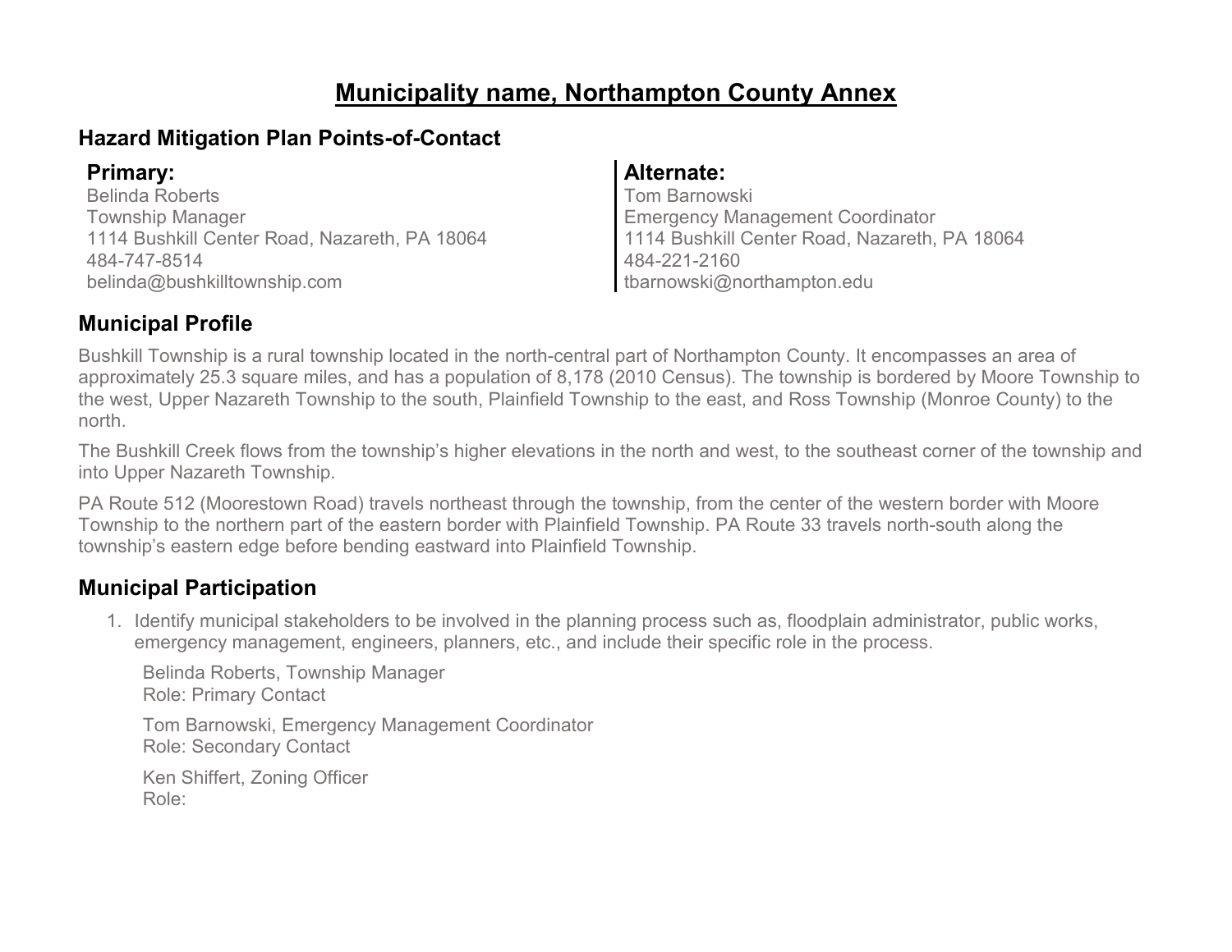# Municipality name, Northampton County Annex

## Hazard Mitigation Plan Points-of-Contact

**Primary:**
Belinda Roberts
Township Manager
1114 Bushkill Center Road, Nazareth, PA 18064
484-747-8514
belinda@bushkilltownship.com

**Alternate:**
Tom Barnowski
Emergency Management Coordinator
1114 Bushkill Center Road, Nazareth, PA 18064
484-221-2160
tbarnowski@northampton.edu

## Municipal Profile

Bushkill Township is a rural township located in the north-central part of Northampton County. It encompasses an area of approximately 25.3 square miles, and has a population of 8,178 (2010 Census). The township is bordered by Moore Township to the west, Upper Nazareth Township to the south, Plainfield Township to the east, and Ross Township (Monroe County) to the north.

The Bushkill Creek flows from the township's higher elevations in the north and west, to the southeast corner of the township and into Upper Nazareth Township.

PA Route 512 (Moorestown Road) travels northeast through the township, from the center of the western border with Moore Township to the northern part of the eastern border with Plainfield Township. PA Route 33 travels north-south along the township's eastern edge before bending eastward into Plainfield Township.

## Municipal Participation

1. Identify municipal stakeholders to be involved in the planning process such as, floodplain administrator, public works, emergency management, engineers, planners, etc., and include their specific role in the process.

   Belinda Roberts, Township Manager
   Role: Primary Contact

   Tom Barnowski, Emergency Management Coordinator
   Role: Secondary Contact

   Ken Shiffert, Zoning Officer
   Role: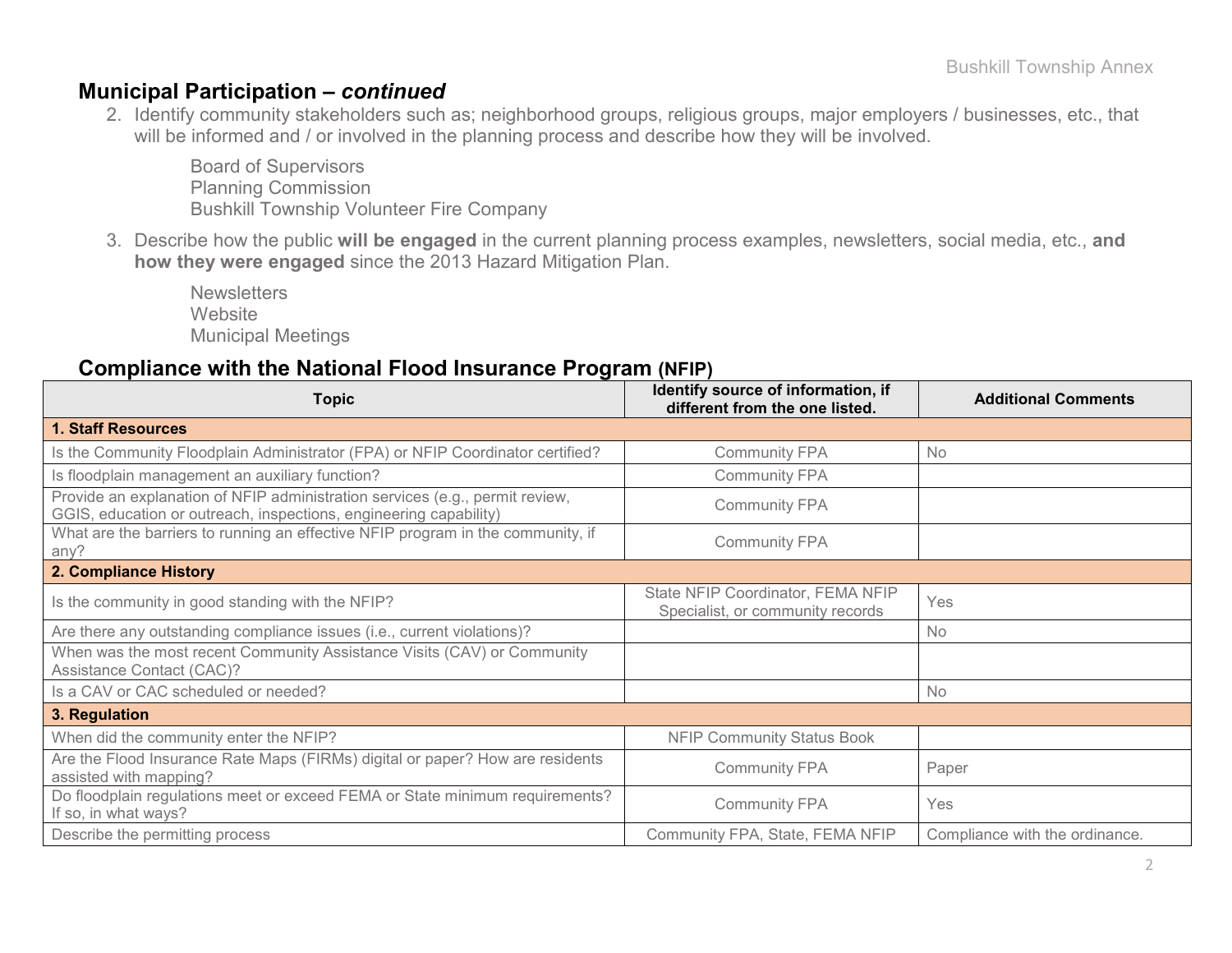## Municipal Participation – *continued*

2. Identify community stakeholders such as; neighborhood groups, religious groups, major employers / businesses, etc., that will be informed and / or involved in the planning process and describe how they will be involved.

   Board of Supervisors
   Planning Commission
   Bushkill Township Volunteer Fire Company

3. Describe how the public **will be engaged** in the current planning process examples, newsletters, social media, etc., **and how they were engaged** since the 2013 Hazard Mitigation Plan.

   Newsletters
   Website
   Municipal Meetings

## Compliance with the National Flood Insurance Program (NFIP)

| Topic | Identify source of information, if different from the one listed. | Additional Comments |
|---|---|---|
| **1. Staff Resources** | | |
| Is the Community Floodplain Administrator (FPA) or NFIP Coordinator certified? | Community FPA | No |
| Is floodplain management an auxiliary function? | Community FPA | |
| Provide an explanation of NFIP administration services (e.g., permit review, GGIS, education or outreach, inspections, engineering capability) | Community FPA | |
| What are the barriers to running an effective NFIP program in the community, if any? | Community FPA | |
| **2. Compliance History** | | |
| Is the community in good standing with the NFIP? | State NFIP Coordinator, FEMA NFIP Specialist, or community records | Yes |
| Are there any outstanding compliance issues (i.e., current violations)? | | No |
| When was the most recent Community Assistance Visits (CAV) or Community Assistance Contact (CAC)? | | |
| Is a CAV or CAC scheduled or needed? | | No |
| **3. Regulation** | | |
| When did the community enter the NFIP? | NFIP Community Status Book | |
| Are the Flood Insurance Rate Maps (FIRMs) digital or paper? How are residents assisted with mapping? | Community FPA | Paper |
| Do floodplain regulations meet or exceed FEMA or State minimum requirements? If so, in what ways? | Community FPA | Yes |
| Describe the permitting process | Community FPA, State, FEMA NFIP | Compliance with the ordinance. |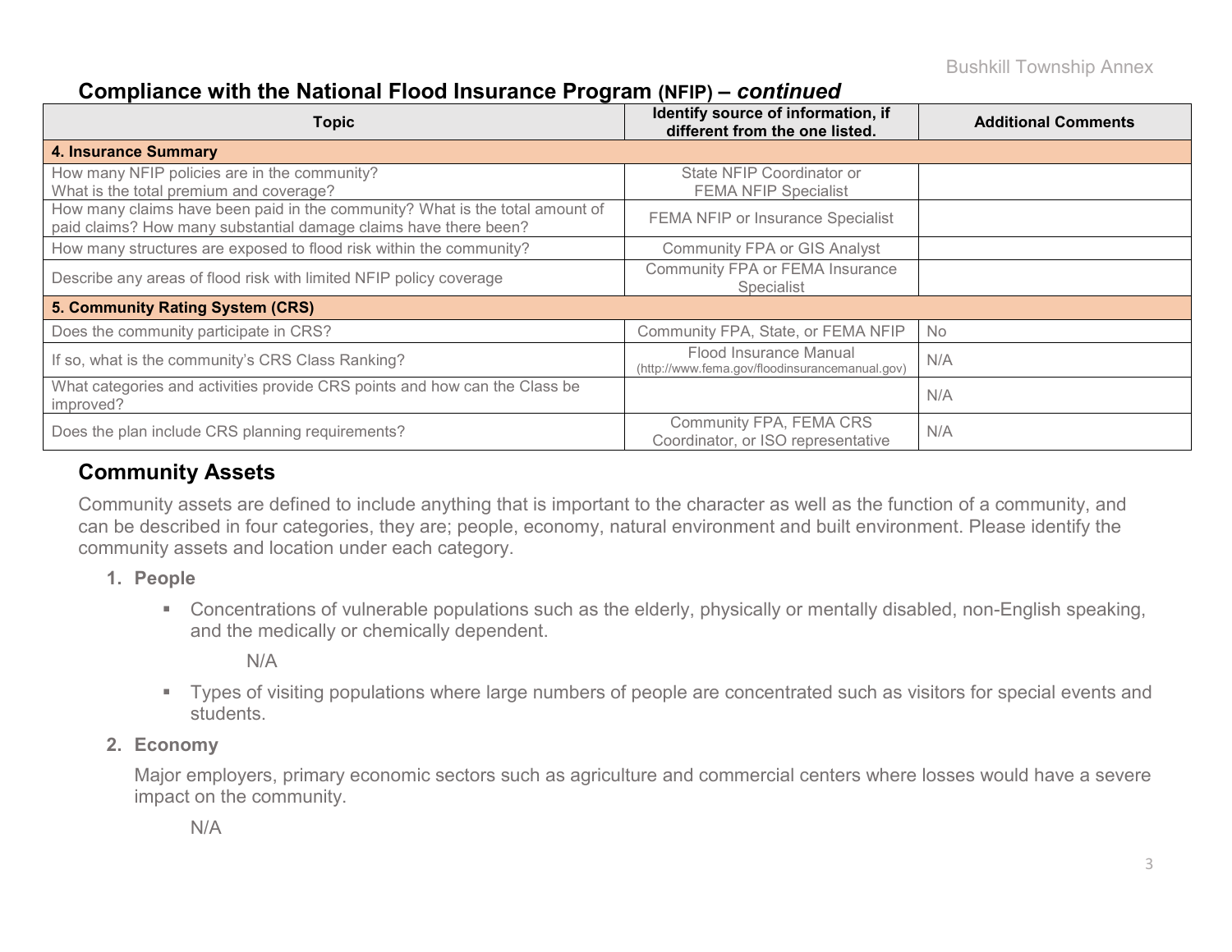## Compliance with the National Flood Insurance Program (NFIP) – *continued*

| Topic | Identify source of information, if different from the one listed. | Additional Comments |
|---|---|---|
| **4. Insurance Summary** | | |
| How many NFIP policies are in the community? What is the total premium and coverage? | State NFIP Coordinator or FEMA NFIP Specialist | |
| How many claims have been paid in the community? What is the total amount of paid claims? How many substantial damage claims have there been? | FEMA NFIP or Insurance Specialist | |
| How many structures are exposed to flood risk within the community? | Community FPA or GIS Analyst | |
| Describe any areas of flood risk with limited NFIP policy coverage | Community FPA or FEMA Insurance Specialist | |
| **5. Community Rating System (CRS)** | | |
| Does the community participate in CRS? | Community FPA, State, or FEMA NFIP | No |
| If so, what is the community's CRS Class Ranking? | Flood Insurance Manual (http://www.fema.gov/floodinsurancemanual.gov) | N/A |
| What categories and activities provide CRS points and how can the Class be improved? | | N/A |
| Does the plan include CRS planning requirements? | Community FPA, FEMA CRS Coordinator, or ISO representative | N/A |

## Community Assets

Community assets are defined to include anything that is important to the character as well as the function of a community, and can be described in four categories, they are; people, economy, natural environment and built environment. Please identify the community assets and location under each category.

1. **People**
   - Concentrations of vulnerable populations such as the elderly, physically or mentally disabled, non-English speaking, and the medically or chemically dependent.

     N/A

   - Types of visiting populations where large numbers of people are concentrated such as visitors for special events and students.

2. **Economy**

   Major employers, primary economic sectors such as agriculture and commercial centers where losses would have a severe impact on the community.

   N/A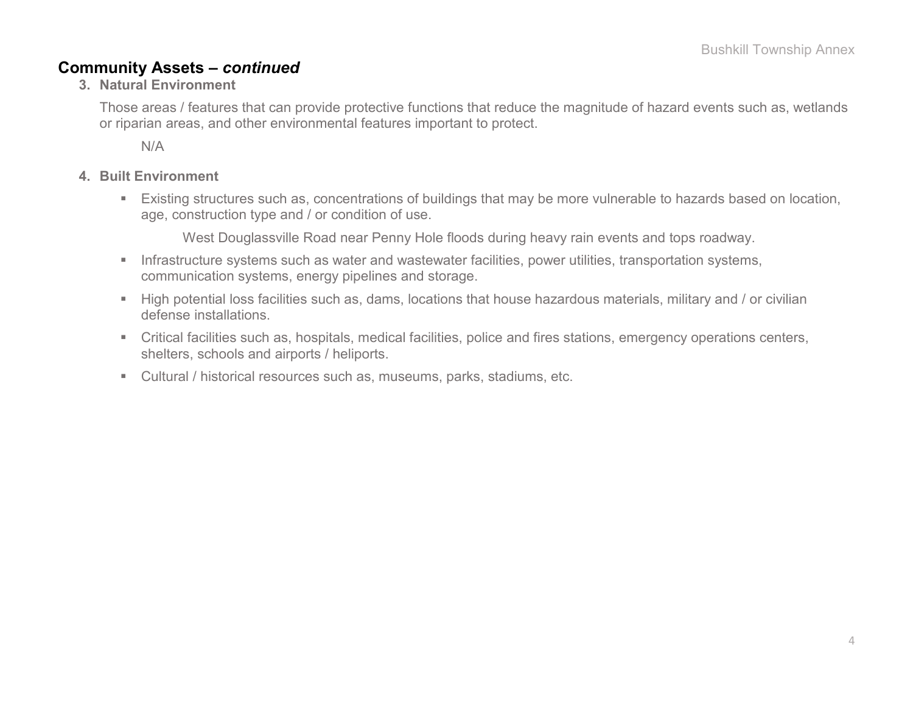## Community Assets – *continued*

**3. Natural Environment**

Those areas / features that can provide protective functions that reduce the magnitude of hazard events such as, wetlands or riparian areas, and other environmental features important to protect.

N/A

**4. Built Environment**

- Existing structures such as, concentrations of buildings that may be more vulnerable to hazards based on location, age, construction type and / or condition of use.

  West Douglassville Road near Penny Hole floods during heavy rain events and tops roadway.

- Infrastructure systems such as water and wastewater facilities, power utilities, transportation systems, communication systems, energy pipelines and storage.
- High potential loss facilities such as, dams, locations that house hazardous materials, military and / or civilian defense installations.
- Critical facilities such as, hospitals, medical facilities, police and fires stations, emergency operations centers, shelters, schools and airports / heliports.
- Cultural / historical resources such as, museums, parks, stadiums, etc.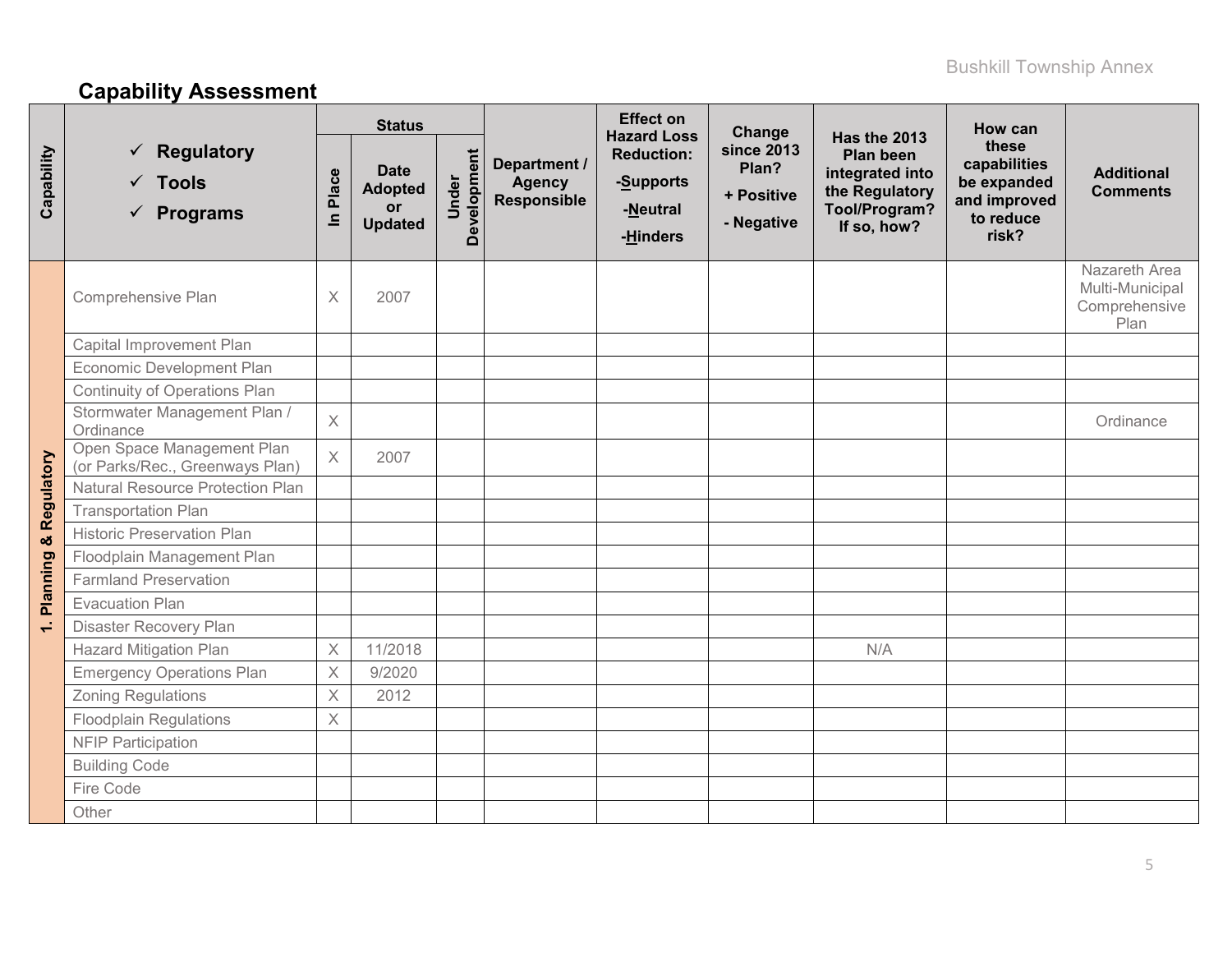## Capability Assessment

| Capability | ✓ Regulatory ✓ Tools ✓ Programs | Status | | | Department / Agency Responsible | Effect on Hazard Loss Reduction: -Supports -Neutral -Hinders | Change since 2013 Plan? + Positive - Negative | Has the 2013 Plan been integrated into the Regulatory Tool/Program? If so, how? | How can these capabilities be expanded and improved to reduce risk? | Additional Comments |
|---|---|---|---|---|---|---|---|---|---|---|
| | | In Place | Date Adopted or Updated | Under Development | | | | | | |
| 1. Planning & Regulatory | Comprehensive Plan | X | 2007 | | | | | | | Nazareth Area Multi-Municipal Comprehensive Plan |
| | Capital Improvement Plan | | | | | | | | | |
| | Economic Development Plan | | | | | | | | | |
| | Continuity of Operations Plan | | | | | | | | | |
| | Stormwater Management Plan / Ordinance | X | | | | | | | | Ordinance |
| | Open Space Management Plan (or Parks/Rec., Greenways Plan) | X | 2007 | | | | | | | |
| | Natural Resource Protection Plan | | | | | | | | | |
| | Transportation Plan | | | | | | | | | |
| | Historic Preservation Plan | | | | | | | | | |
| | Floodplain Management Plan | | | | | | | | | |
| | Farmland Preservation | | | | | | | | | |
| | Evacuation Plan | | | | | | | | | |
| | Disaster Recovery Plan | | | | | | | | | |
| | Hazard Mitigation Plan | X | 11/2018 | | | | | N/A | | |
| | Emergency Operations Plan | X | 9/2020 | | | | | | | |
| | Zoning Regulations | X | 2012 | | | | | | | |
| | Floodplain Regulations | X | | | | | | | | |
| | NFIP Participation | | | | | | | | | |
| | Building Code | | | | | | | | | |
| | Fire Code | | | | | | | | | |
| | Other | | | | | | | | | |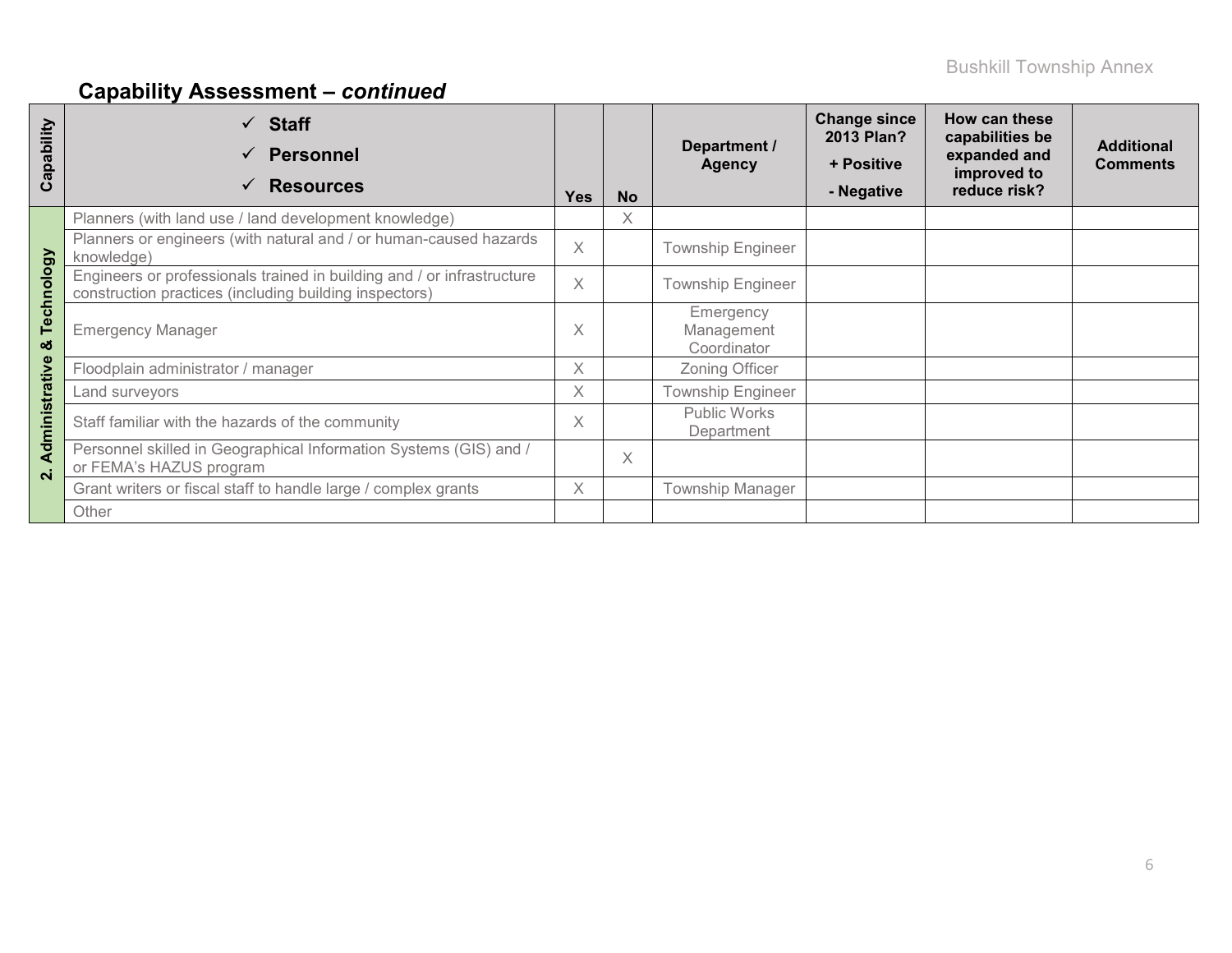## Capability Assessment – *continued*

| Capability | ✓ Staff ✓ Personnel ✓ Resources | Yes | No | Department / Agency | Change since 2013 Plan? + Positive - Negative | How can these capabilities be expanded and improved to reduce risk? | Additional Comments |
|---|---|---|---|---|---|---|---|
| 2. Administrative & Technology | Planners (with land use / land development knowledge) | | X | | | | |
| | Planners or engineers (with natural and / or human-caused hazards knowledge) | X | | Township Engineer | | | |
| | Engineers or professionals trained in building and / or infrastructure construction practices (including building inspectors) | X | | Township Engineer | | | |
| | Emergency Manager | X | | Emergency Management Coordinator | | | |
| | Floodplain administrator / manager | X | | Zoning Officer | | | |
| | Land surveyors | X | | Township Engineer | | | |
| | Staff familiar with the hazards of the community | X | | Public Works Department | | | |
| | Personnel skilled in Geographical Information Systems (GIS) and / or FEMA's HAZUS program | | X | | | | |
| | Grant writers or fiscal staff to handle large / complex grants | X | | Township Manager | | | |
| | Other | | | | | | |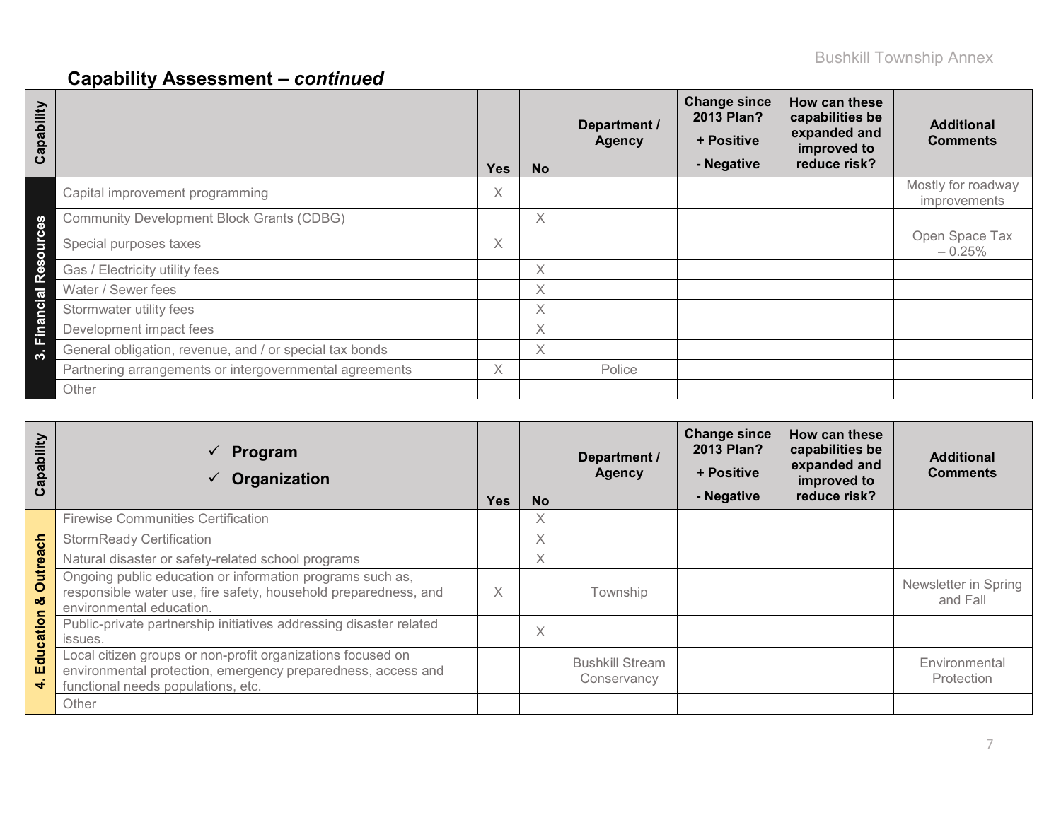## Capability Assessment – *continued*

| Capability | | Yes | No | Department / Agency | Change since 2013 Plan? + Positive - Negative | How can these capabilities be expanded and improved to reduce risk? | Additional Comments |
|---|---|---|---|---|---|---|---|
| 3. Financial Resources | Capital improvement programming | X | | | | | Mostly for roadway improvements |
| | Community Development Block Grants (CDBG) | | X | | | | |
| | Special purposes taxes | X | | | | | Open Space Tax – 0.25% |
| | Gas / Electricity utility fees | | X | | | | |
| | Water / Sewer fees | | X | | | | |
| | Stormwater utility fees | | X | | | | |
| | Development impact fees | | X | | | | |
| | General obligation, revenue, and / or special tax bonds | | X | | | | |
| | Partnering arrangements or intergovernmental agreements | X | | Police | | | |
| | Other | | | | | | |

| Capability | ✓ Program ✓ Organization | Yes | No | Department / Agency | Change since 2013 Plan? + Positive - Negative | How can these capabilities be expanded and improved to reduce risk? | Additional Comments |
|---|---|---|---|---|---|---|---|
| 4. Education & Outreach | Firewise Communities Certification | | X | | | | |
| | StormReady Certification | | X | | | | |
| | Natural disaster or safety-related school programs | | X | | | | |
| | Ongoing public education or information programs such as, responsible water use, fire safety, household preparedness, and environmental education. | X | | Township | | | Newsletter in Spring and Fall |
| | Public-private partnership initiatives addressing disaster related issues. | | X | | | | |
| | Local citizen groups or non-profit organizations focused on environmental protection, emergency preparedness, access and functional needs populations, etc. | | | Bushkill Stream Conservancy | | | Environmental Protection |
| | Other | | | | | | |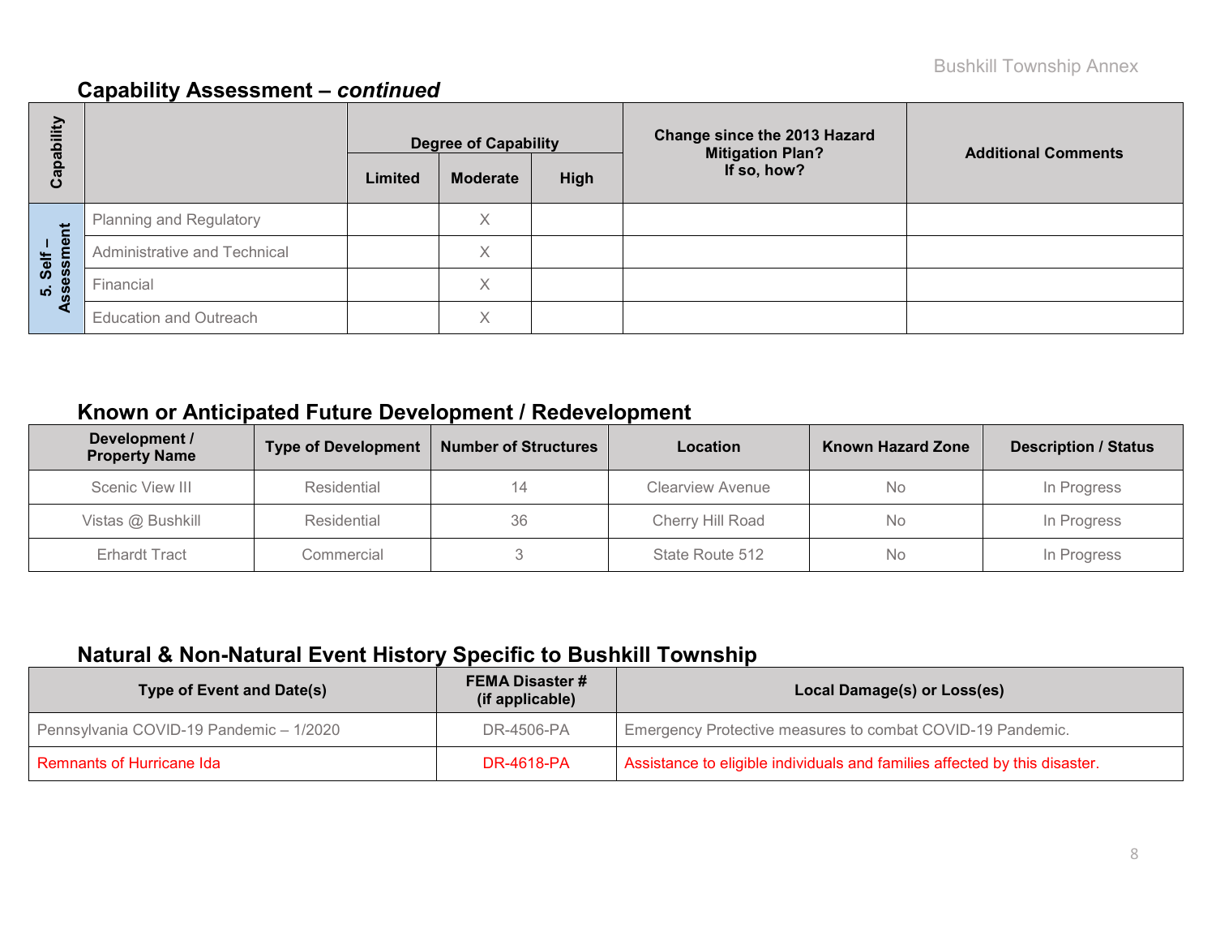## Capability Assessment – *continued*

| Capability | | Degree of Capability | | | Change since the 2013 Hazard Mitigation Plan? If so, how? | Additional Comments |
|---|---|---|---|---|---|---|
| | | Limited | Moderate | High | | |
| 5. Self – Assessment | Planning and Regulatory | | X | | | |
| | Administrative and Technical | | X | | | |
| | Financial | | X | | | |
| | Education and Outreach | | X | | | |

## Known or Anticipated Future Development / Redevelopment

| Development / Property Name | Type of Development | Number of Structures | Location | Known Hazard Zone | Description / Status |
|---|---|---|---|---|---|
| Scenic View III | Residential | 14 | Clearview Avenue | No | In Progress |
| Vistas @ Bushkill | Residential | 36 | Cherry Hill Road | No | In Progress |
| Erhardt Tract | Commercial | 3 | State Route 512 | No | In Progress |

## Natural & Non-Natural Event History Specific to Bushkill Township

| Type of Event and Date(s) | FEMA Disaster # (if applicable) | Local Damage(s) or Loss(es) |
|---|---|---|
| Pennsylvania COVID-19 Pandemic – 1/2020 | DR-4506-PA | Emergency Protective measures to combat COVID-19 Pandemic. |
| Remnants of Hurricane Ida | DR-4618-PA | Assistance to eligible individuals and families affected by this disaster. |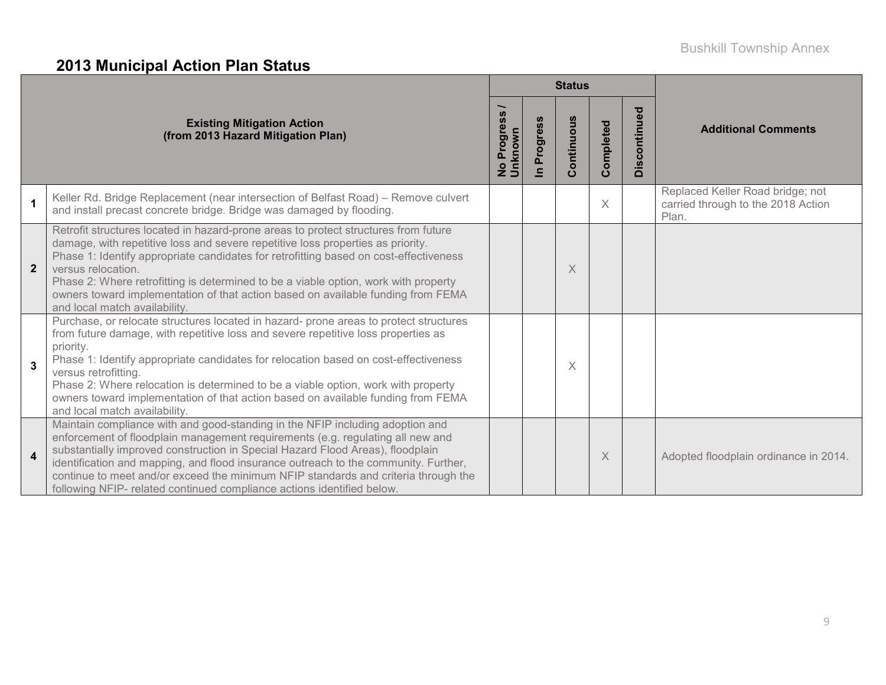## 2013 Municipal Action Plan Status

| | Existing Mitigation Action (from 2013 Hazard Mitigation Plan) | Status | | | | | Additional Comments |
|---|---|---|---|---|---|---|---|
| | | No Progress / Unknown | In Progress | Continuous | Completed | Discontinued | |
| 1 | Keller Rd. Bridge Replacement (near intersection of Belfast Road) – Remove culvert and install precast concrete bridge. Bridge was damaged by flooding. | | | | X | | Replaced Keller Road bridge; not carried through to the 2018 Action Plan. |
| 2 | Retrofit structures located in hazard-prone areas to protect structures from future damage, with repetitive loss and severe repetitive loss properties as priority. Phase 1: Identify appropriate candidates for retrofitting based on cost-effectiveness versus relocation. Phase 2: Where retrofitting is determined to be a viable option, work with property owners toward implementation of that action based on available funding from FEMA and local match availability. | | | X | | | |
| 3 | Purchase, or relocate structures located in hazard- prone areas to protect structures from future damage, with repetitive loss and severe repetitive loss properties as priority. Phase 1: Identify appropriate candidates for relocation based on cost-effectiveness versus retrofitting. Phase 2: Where relocation is determined to be a viable option, work with property owners toward implementation of that action based on available funding from FEMA and local match availability. | | | X | | | |
| 4 | Maintain compliance with and good-standing in the NFIP including adoption and enforcement of floodplain management requirements (e.g. regulating all new and substantially improved construction in Special Hazard Flood Areas), floodplain identification and mapping, and flood insurance outreach to the community. Further, continue to meet and/or exceed the minimum NFIP standards and criteria through the following NFIP- related continued compliance actions identified below. | | | | X | | Adopted floodplain ordinance in 2014. |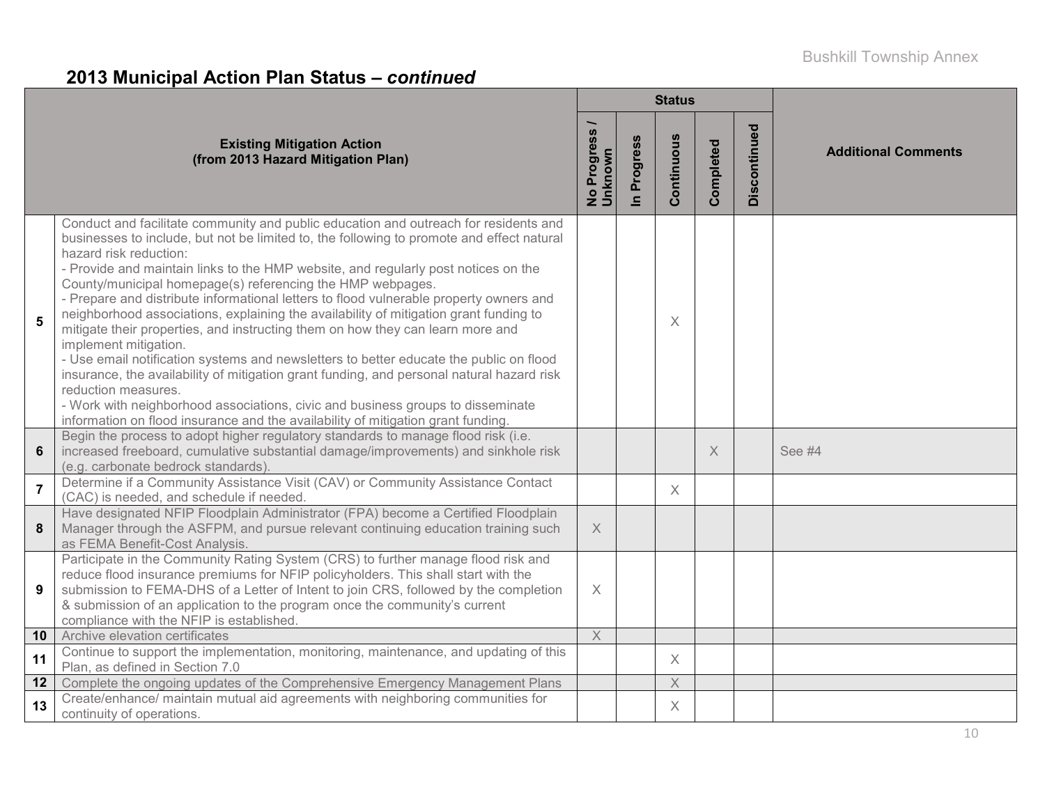## 2013 Municipal Action Plan Status – *continued*

| # | Existing Mitigation Action (from 2013 Hazard Mitigation Plan) | Status | | | | | Additional Comments |
|---|---|---|---|---|---|---|---|
| | | No Progress / Unknown | In Progress | Continuous | Completed | Discontinued | |
| 5 | Conduct and facilitate community and public education and outreach for residents and businesses to include, but not be limited to, the following to promote and effect natural hazard risk reduction:<br>- Provide and maintain links to the HMP website, and regularly post notices on the County/municipal homepage(s) referencing the HMP webpages.<br>- Prepare and distribute informational letters to flood vulnerable property owners and neighborhood associations, explaining the availability of mitigation grant funding to mitigate their properties, and instructing them on how they can learn more and implement mitigation.<br>- Use email notification systems and newsletters to better educate the public on flood insurance, the availability of mitigation grant funding, and personal natural hazard risk reduction measures.<br>- Work with neighborhood associations, civic and business groups to disseminate information on flood insurance and the availability of mitigation grant funding. | | | X | | | |
| 6 | Begin the process to adopt higher regulatory standards to manage flood risk (i.e. increased freeboard, cumulative substantial damage/improvements) and sinkhole risk (e.g. carbonate bedrock standards). | | | | X | | See #4 |
| 7 | Determine if a Community Assistance Visit (CAV) or Community Assistance Contact (CAC) is needed, and schedule if needed. | | | X | | | |
| 8 | Have designated NFIP Floodplain Administrator (FPA) become a Certified Floodplain Manager through the ASFPM, and pursue relevant continuing education training such as FEMA Benefit-Cost Analysis. | X | | | | | |
| 9 | Participate in the Community Rating System (CRS) to further manage flood risk and reduce flood insurance premiums for NFIP policyholders. This shall start with the submission to FEMA-DHS of a Letter of Intent to join CRS, followed by the completion & submission of an application to the program once the community's current compliance with the NFIP is established. | X | | | | | |
| 10 | Archive elevation certificates | X | | | | | |
| 11 | Continue to support the implementation, monitoring, maintenance, and updating of this Plan, as defined in Section 7.0 | | | X | | | |
| 12 | Complete the ongoing updates of the Comprehensive Emergency Management Plans | | | X | | | |
| 13 | Create/enhance/ maintain mutual aid agreements with neighboring communities for continuity of operations. | | | X | | | |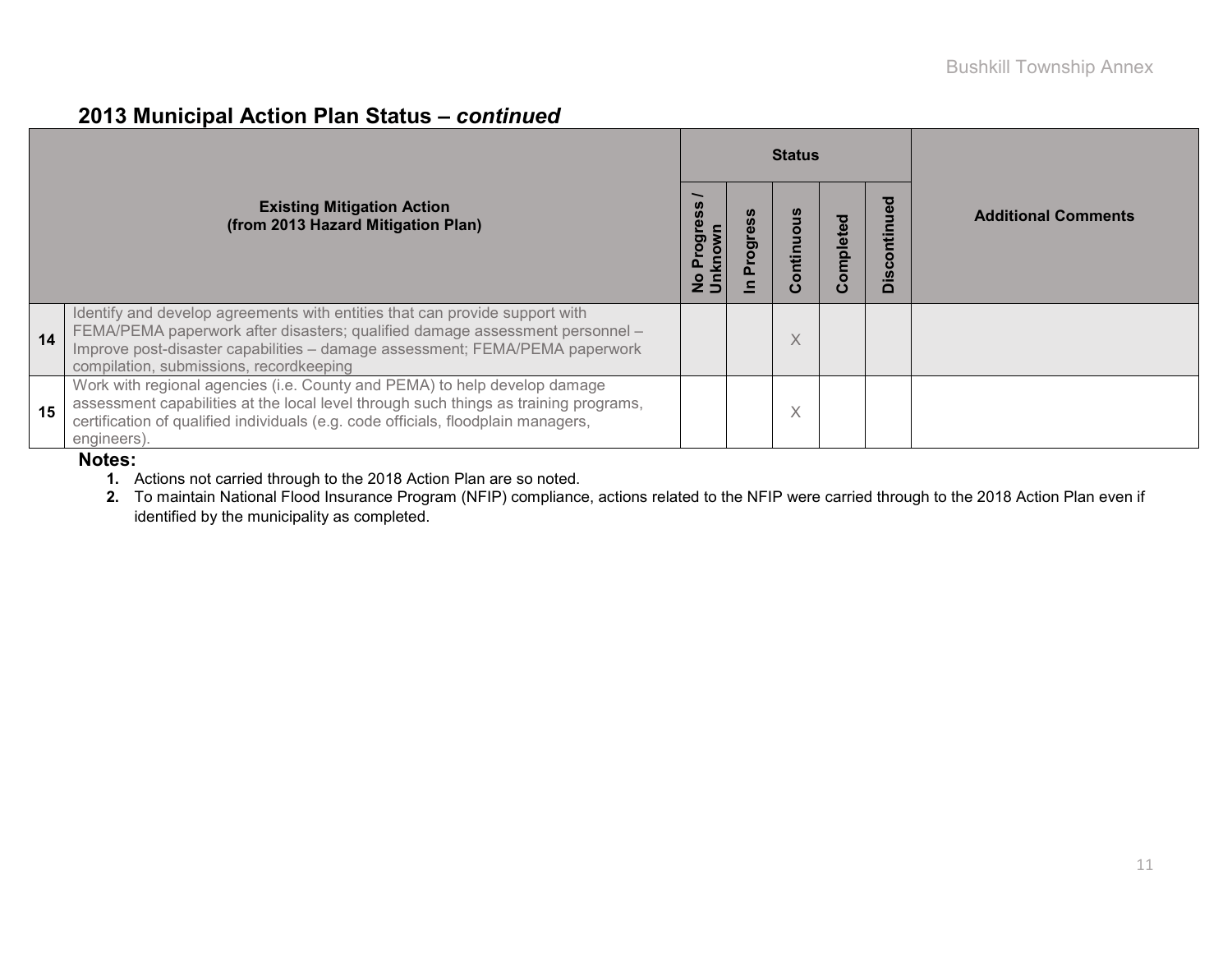## 2013 Municipal Action Plan Status – *continued*

| # | Existing Mitigation Action (from 2013 Hazard Mitigation Plan) | No Progress / Unknown | In Progress | Continuous | Completed | Discontinued | Additional Comments |
|---|---|---|---|---|---|---|---|
| 14 | Identify and develop agreements with entities that can provide support with FEMA/PEMA paperwork after disasters; qualified damage assessment personnel – Improve post-disaster capabilities – damage assessment; FEMA/PEMA paperwork compilation, submissions, recordkeeping | | | X | | | |
| 15 | Work with regional agencies (i.e. County and PEMA) to help develop damage assessment capabilities at the local level through such things as training programs, certification of qualified individuals (e.g. code officials, floodplain managers, engineers). | | | X | | | |

**Notes:**

1. Actions not carried through to the 2018 Action Plan are so noted.
2. To maintain National Flood Insurance Program (NFIP) compliance, actions related to the NFIP were carried through to the 2018 Action Plan even if identified by the municipality as completed.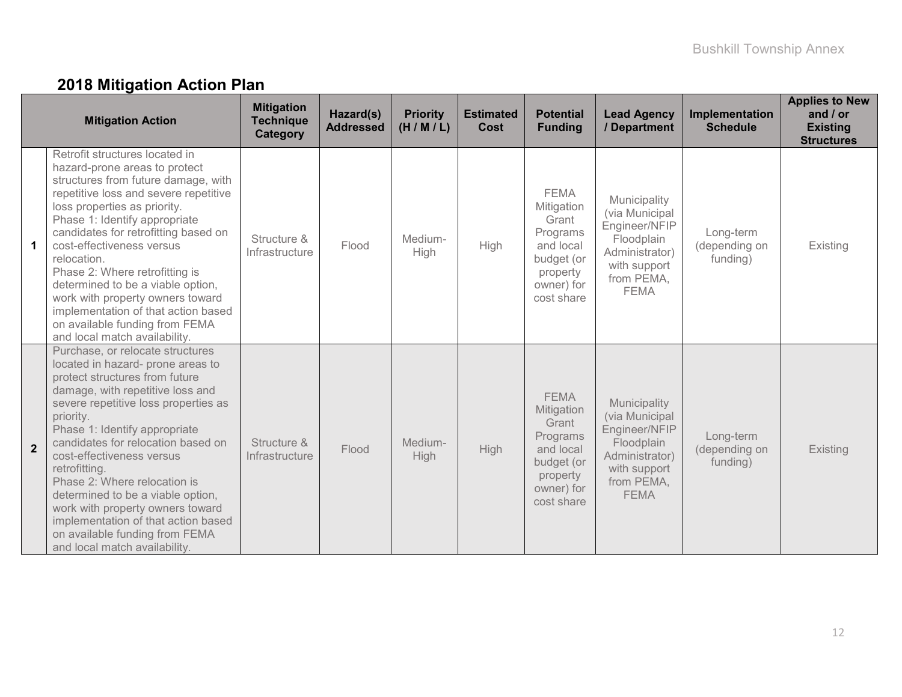## 2018 Mitigation Action Plan

| | Mitigation Action | Mitigation Technique Category | Hazard(s) Addressed | Priority (H / M / L) | Estimated Cost | Potential Funding | Lead Agency / Department | Implementation Schedule | Applies to New and / or Existing Structures |
|---|---|---|---|---|---|---|---|---|---|
| **1** | Retrofit structures located in hazard-prone areas to protect structures from future damage, with repetitive loss and severe repetitive loss properties as priority.<br>Phase 1: Identify appropriate candidates for retrofitting based on cost-effectiveness versus relocation.<br>Phase 2: Where retrofitting is determined to be a viable option, work with property owners toward implementation of that action based on available funding from FEMA and local match availability. | Structure & Infrastructure | Flood | Medium-High | High | FEMA Mitigation Grant Programs and local budget (or property owner) for cost share | Municipality (via Municipal Engineer/NFIP Floodplain Administrator) with support from PEMA, FEMA | Long-term (depending on funding) | Existing |
| **2** | Purchase, or relocate structures located in hazard- prone areas to protect structures from future damage, with repetitive loss and severe repetitive loss properties as priority.<br>Phase 1: Identify appropriate candidates for relocation based on cost-effectiveness versus retrofitting.<br>Phase 2: Where relocation is determined to be a viable option, work with property owners toward implementation of that action based on available funding from FEMA and local match availability. | Structure & Infrastructure | Flood | Medium-High | High | FEMA Mitigation Grant Programs and local budget (or property owner) for cost share | Municipality (via Municipal Engineer/NFIP Floodplain Administrator) with support from PEMA, FEMA | Long-term (depending on funding) | Existing |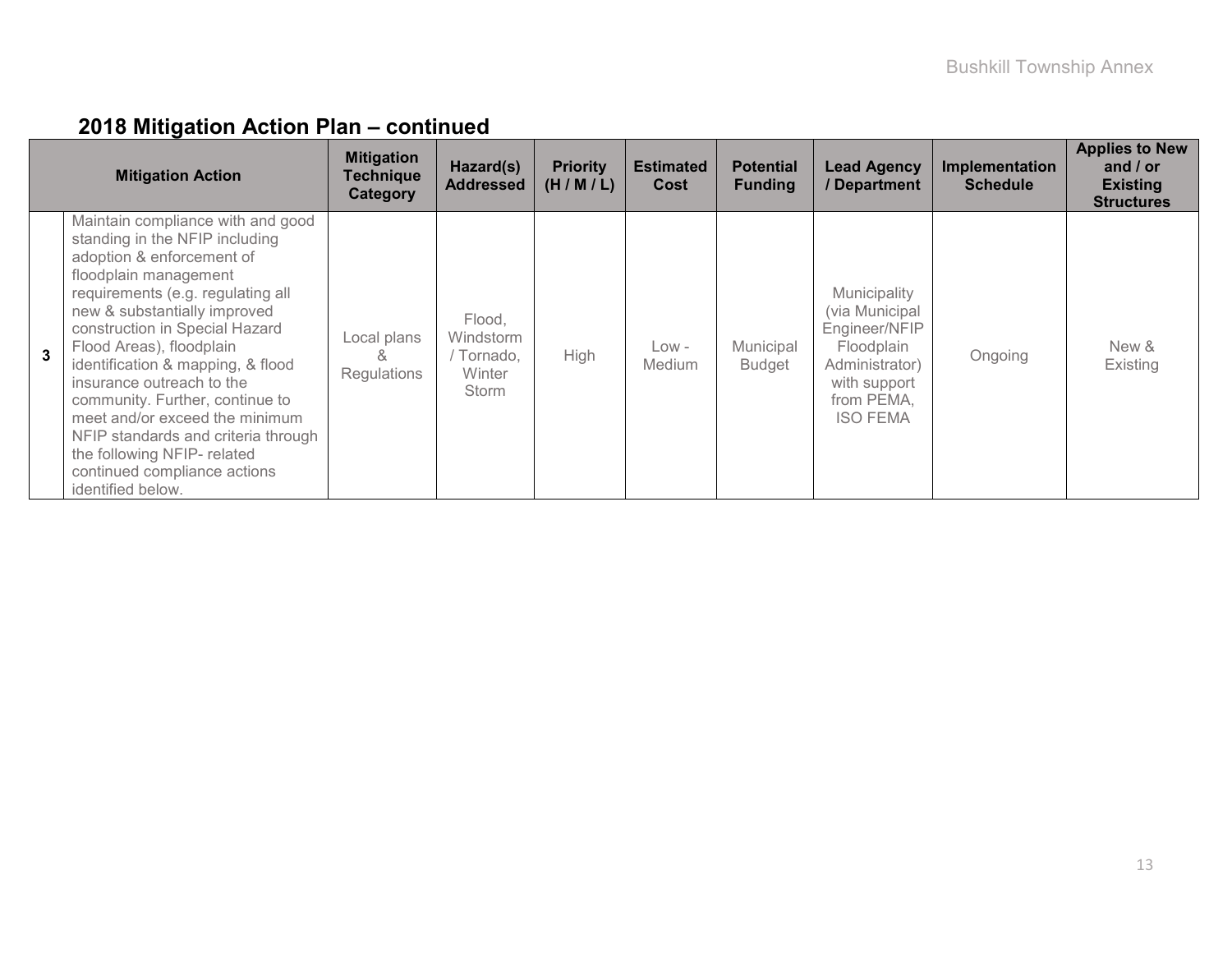## 2018 Mitigation Action Plan – continued

| | Mitigation Action | Mitigation Technique Category | Hazard(s) Addressed | Priority (H / M / L) | Estimated Cost | Potential Funding | Lead Agency / Department | Implementation Schedule | Applies to New and / or Existing Structures |
|---|---|---|---|---|---|---|---|---|---|
| 3 | Maintain compliance with and good standing in the NFIP including adoption & enforcement of floodplain management requirements (e.g. regulating all new & substantially improved construction in Special Hazard Flood Areas), floodplain identification & mapping, & flood insurance outreach to the community. Further, continue to meet and/or exceed the minimum NFIP standards and criteria through the following NFIP- related continued compliance actions identified below. | Local plans & Regulations | Flood, Windstorm / Tornado, Winter Storm | High | Low - Medium | Municipal Budget | Municipality (via Municipal Engineer/NFIP Floodplain Administrator) with support from PEMA, ISO FEMA | Ongoing | New & Existing |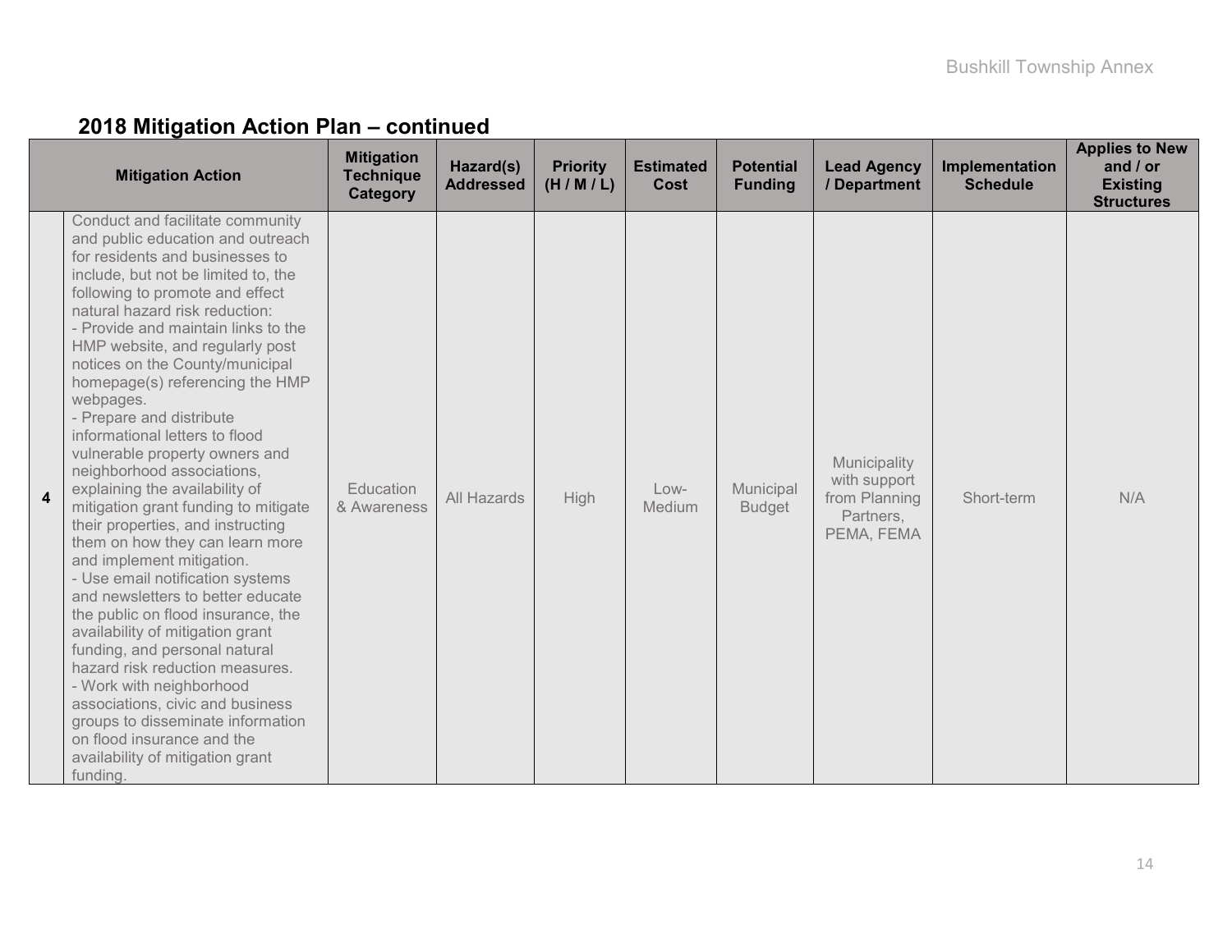## 2018 Mitigation Action Plan – continued

| | Mitigation Action | Mitigation Technique Category | Hazard(s) Addressed | Priority (H / M / L) | Estimated Cost | Potential Funding | Lead Agency / Department | Implementation Schedule | Applies to New and / or Existing Structures |
|---|---|---|---|---|---|---|---|---|---|
| 4 | Conduct and facilitate community and public education and outreach for residents and businesses to include, but not be limited to, the following to promote and effect natural hazard risk reduction:<br>- Provide and maintain links to the HMP website, and regularly post notices on the County/municipal homepage(s) referencing the HMP webpages.<br>- Prepare and distribute informational letters to flood vulnerable property owners and neighborhood associations, explaining the availability of mitigation grant funding to mitigate their properties, and instructing them on how they can learn more and implement mitigation.<br>- Use email notification systems and newsletters to better educate the public on flood insurance, the availability of mitigation grant funding, and personal natural hazard risk reduction measures.<br>- Work with neighborhood associations, civic and business groups to disseminate information on flood insurance and the availability of mitigation grant funding. | Education & Awareness | All Hazards | High | Low-Medium | Municipal Budget | Municipality with support from Planning Partners, PEMA, FEMA | Short-term | N/A |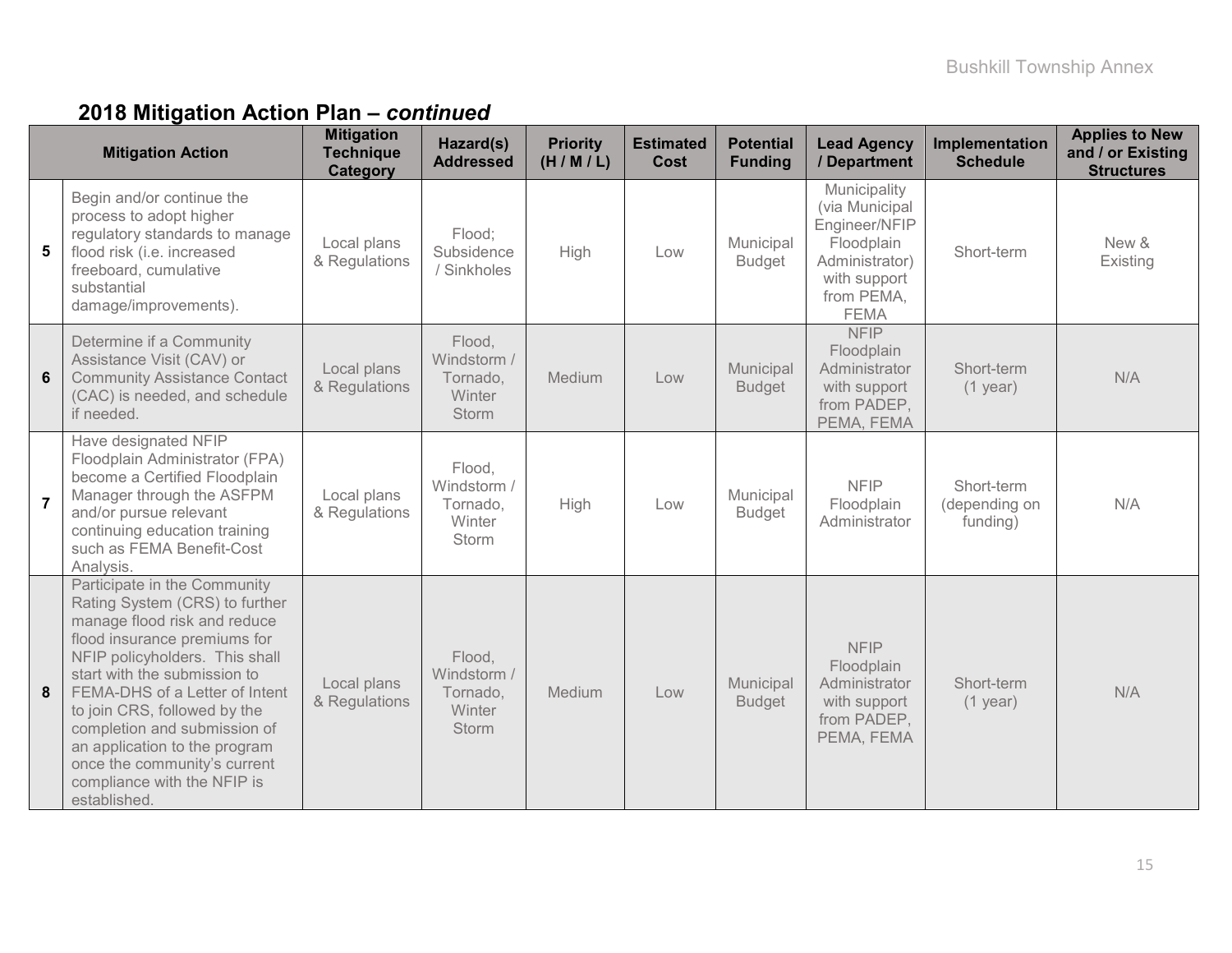## 2018 Mitigation Action Plan – *continued*

| | Mitigation Action | Mitigation Technique Category | Hazard(s) Addressed | Priority (H / M / L) | Estimated Cost | Potential Funding | Lead Agency / Department | Implementation Schedule | Applies to New and / or Existing Structures |
|---|---|---|---|---|---|---|---|---|---|
| **5** | Begin and/or continue the process to adopt higher regulatory standards to manage flood risk (i.e. increased freeboard, cumulative substantial damage/improvements). | Local plans & Regulations | Flood; Subsidence / Sinkholes | High | Low | Municipal Budget | Municipality (via Municipal Engineer/NFIP Floodplain Administrator) with support from PEMA, FEMA | Short-term | New & Existing |
| **6** | Determine if a Community Assistance Visit (CAV) or Community Assistance Contact (CAC) is needed, and schedule if needed. | Local plans & Regulations | Flood, Windstorm / Tornado, Winter Storm | Medium | Low | Municipal Budget | NFIP Floodplain Administrator with support from PADEP, PEMA, FEMA | Short-term (1 year) | N/A |
| **7** | Have designated NFIP Floodplain Administrator (FPA) become a Certified Floodplain Manager through the ASFPM and/or pursue relevant continuing education training such as FEMA Benefit-Cost Analysis. | Local plans & Regulations | Flood, Windstorm / Tornado, Winter Storm | High | Low | Municipal Budget | NFIP Floodplain Administrator | Short-term (depending on funding) | N/A |
| **8** | Participate in the Community Rating System (CRS) to further manage flood risk and reduce flood insurance premiums for NFIP policyholders. This shall start with the submission to FEMA-DHS of a Letter of Intent to join CRS, followed by the completion and submission of an application to the program once the community's current compliance with the NFIP is established. | Local plans & Regulations | Flood, Windstorm / Tornado, Winter Storm | Medium | Low | Municipal Budget | NFIP Floodplain Administrator with support from PADEP, PEMA, FEMA | Short-term (1 year) | N/A |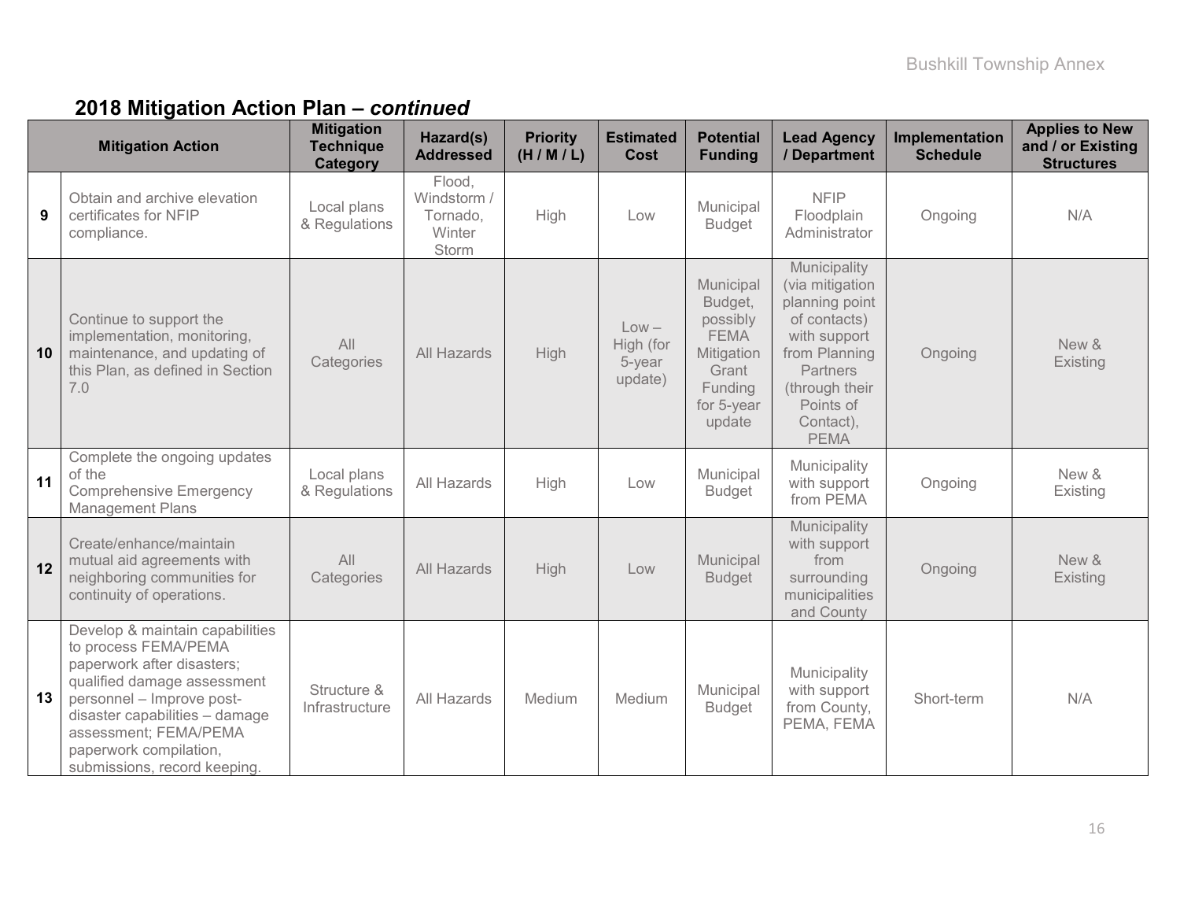## 2018 Mitigation Action Plan – *continued*

| | Mitigation Action | Mitigation Technique Category | Hazard(s) Addressed | Priority (H / M / L) | Estimated Cost | Potential Funding | Lead Agency / Department | Implementation Schedule | Applies to New and / or Existing Structures |
|---|---|---|---|---|---|---|---|---|---|
| 9 | Obtain and archive elevation certificates for NFIP compliance. | Local plans & Regulations | Flood, Windstorm / Tornado, Winter Storm | High | Low | Municipal Budget | NFIP Floodplain Administrator | Ongoing | N/A |
| 10 | Continue to support the implementation, monitoring, maintenance, and updating of this Plan, as defined in Section 7.0 | All Categories | All Hazards | High | Low – High (for 5-year update) | Municipal Budget, possibly FEMA Mitigation Grant Funding for 5-year update | Municipality (via mitigation planning point of contacts) with support from Planning Partners (through their Points of Contact), PEMA | Ongoing | New & Existing |
| 11 | Complete the ongoing updates of the Comprehensive Emergency Management Plans | Local plans & Regulations | All Hazards | High | Low | Municipal Budget | Municipality with support from PEMA | Ongoing | New & Existing |
| 12 | Create/enhance/maintain mutual aid agreements with neighboring communities for continuity of operations. | All Categories | All Hazards | High | Low | Municipal Budget | Municipality with support from surrounding municipalities and County | Ongoing | New & Existing |
| 13 | Develop & maintain capabilities to process FEMA/PEMA paperwork after disasters; qualified damage assessment personnel – Improve post-disaster capabilities – damage assessment; FEMA/PEMA paperwork compilation, submissions, record keeping. | Structure & Infrastructure | All Hazards | Medium | Medium | Municipal Budget | Municipality with support from County, PEMA, FEMA | Short-term | N/A |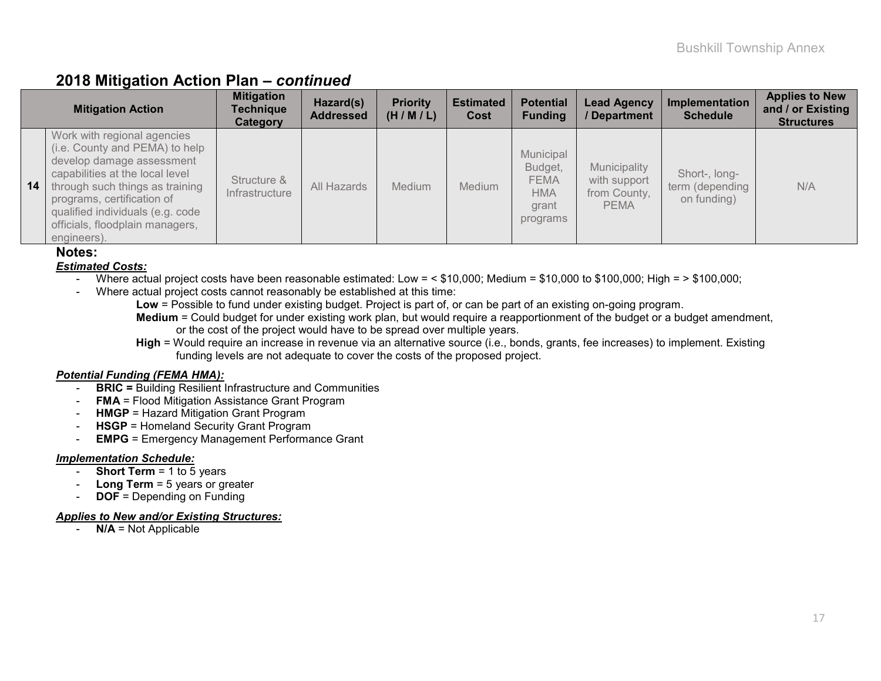## 2018 Mitigation Action Plan – *continued*

| | Mitigation Action | Mitigation Technique Category | Hazard(s) Addressed | Priority (H / M / L) | Estimated Cost | Potential Funding | Lead Agency / Department | Implementation Schedule | Applies to New and / or Existing Structures |
|---|---|---|---|---|---|---|---|---|---|
| 14 | Work with regional agencies (i.e. County and PEMA) to help develop damage assessment capabilities at the local level through such things as training programs, certification of qualified individuals (e.g. code officials, floodplain managers, engineers). | Structure & Infrastructure | All Hazards | Medium | Medium | Municipal Budget, FEMA HMA grant programs | Municipality with support from County, PEMA | Short-, long-term (depending on funding) | N/A |

**Notes:**

***Estimated Costs:***

- Where actual project costs have been reasonable estimated: Low = < $10,000; Medium = $10,000 to $100,000; High = > $100,000;
- Where actual project costs cannot reasonably be established at this time:
  - **Low** = Possible to fund under existing budget. Project is part of, or can be part of an existing on-going program.
  - **Medium** = Could budget for under existing work plan, but would require a reapportionment of the budget or a budget amendment, or the cost of the project would have to be spread over multiple years.
  - **High** = Would require an increase in revenue via an alternative source (i.e., bonds, grants, fee increases) to implement. Existing funding levels are not adequate to cover the costs of the proposed project.

***Potential Funding (FEMA HMA):***

- **BRIC =** Building Resilient Infrastructure and Communities
- **FMA** = Flood Mitigation Assistance Grant Program
- **HMGP** = Hazard Mitigation Grant Program
- **HSGP** = Homeland Security Grant Program
- **EMPG** = Emergency Management Performance Grant

***Implementation Schedule:***

- **Short Term** = 1 to 5 years
- **Long Term** = 5 years or greater
- **DOF** = Depending on Funding

***Applies to New and/or Existing Structures:***

- **N/A** = Not Applicable